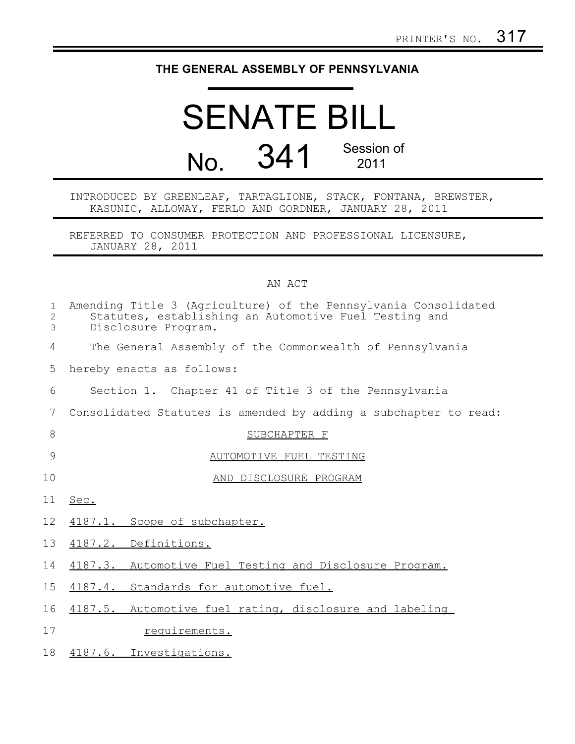PRINTER'S NO. 317

**THE GENERAL ASSEMBLY OF PENNSYLVANIA**

# SENATE BILL

## No. 341 Session of 2011

INTRODUCED BY GREENLEAF, TARTAGLIONE, STACK, FONTANA, BREWSTER, KASUNIC, ALLOWAY, FERLO AND GORDNER, JANUARY 28, 2011

REFERRED TO CONSUMER PROTECTION AND PROFESSIONAL LICENSURE, JANUARY 28, 2011

AN ACT

Amending Title 3 (Agriculture) of the Pennsylvania Consolidated Statutes, establishing an Automotive Fuel Testing and Disclosure Program.

The General Assembly of the Commonwealth of Pennsylvania hereby enacts as follows:

Section 1. Chapter 41 of Title 3 of the Pennsylvania Consolidated Statutes is amended by adding a subchapter to read:

SUBCHAPTER F

AUTOMOTIVE FUEL TESTING

AND DISCLOSURE PROGRAM

Sec.

4187.1. Scope of subchapter.

4187.2. Definitions.

4187.3. Automotive Fuel Testing and Disclosure Program.

4187.4. Standards for automotive fuel.

4187.5. Automotive fuel rating, disclosure and labeling requirements.

4187.6. Investigations.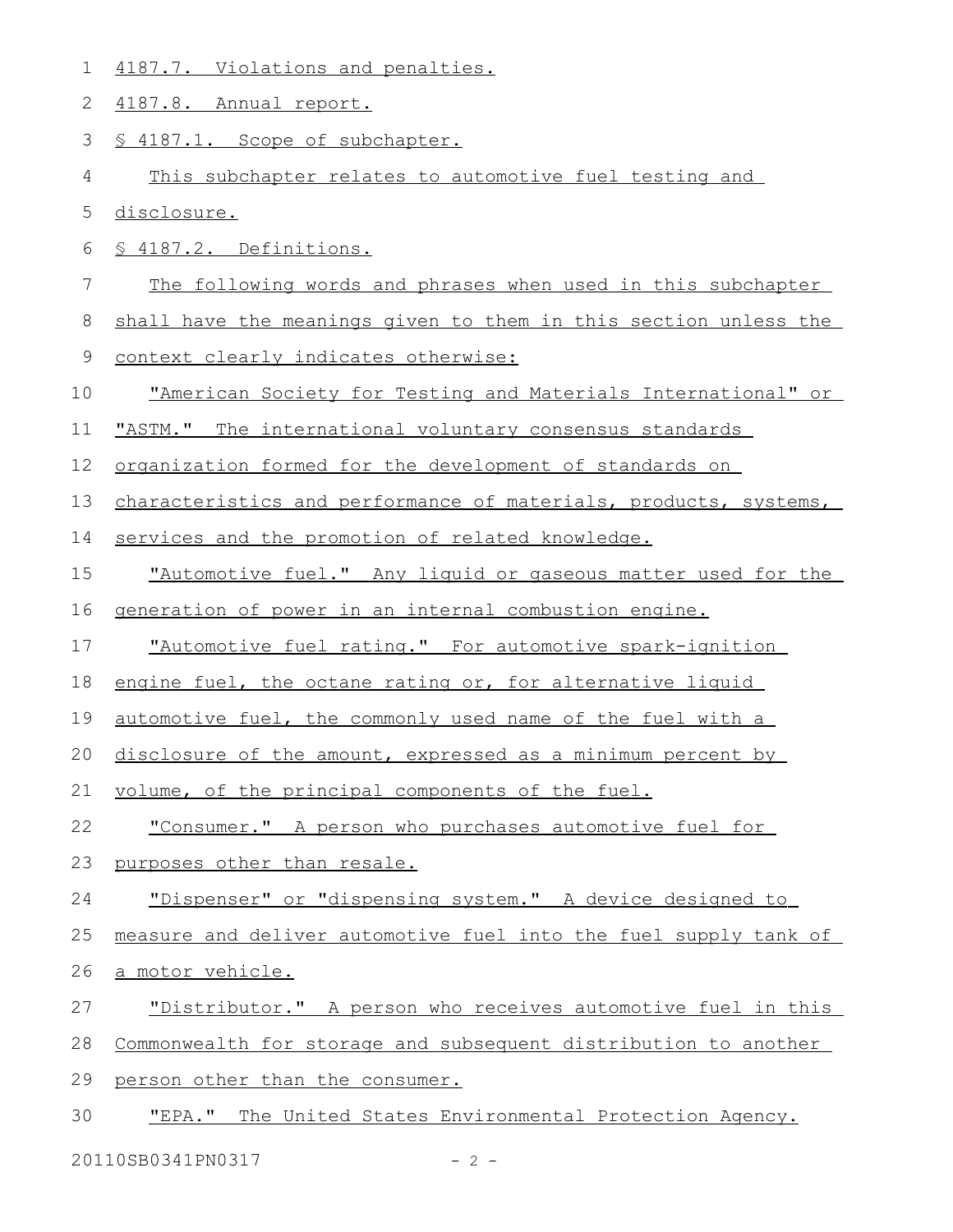4187.7. Violations and penalties.

4187.8. Annual report.

§ 4187.1. Scope of subchapter.

This subchapter relates to automotive fuel testing and disclosure.

§ 4187.2. Definitions.

The following words and phrases when used in this subchapter shall have the meanings given to them in this section unless the context clearly indicates otherwise:

"American Society for Testing and Materials International" or "ASTM." The international voluntary consensus standards organization formed for the development of standards on characteristics and performance of materials, products, systems, services and the promotion of related knowledge.

"Automotive fuel." Any liquid or gaseous matter used for the generation of power in an internal combustion engine.

"Automotive fuel rating." For automotive spark-ignition engine fuel, the octane rating or, for alternative liquid automotive fuel, the commonly used name of the fuel with a disclosure of the amount, expressed as a minimum percent by volume, of the principal components of the fuel.

"Consumer." A person who purchases automotive fuel for purposes other than resale.

"Dispenser" or "dispensing system." A device designed to measure and deliver automotive fuel into the fuel supply tank of a motor vehicle.

"Distributor." A person who receives automotive fuel in this Commonwealth for storage and subsequent distribution to another person other than the consumer.

"EPA." The United States Environmental Protection Agency.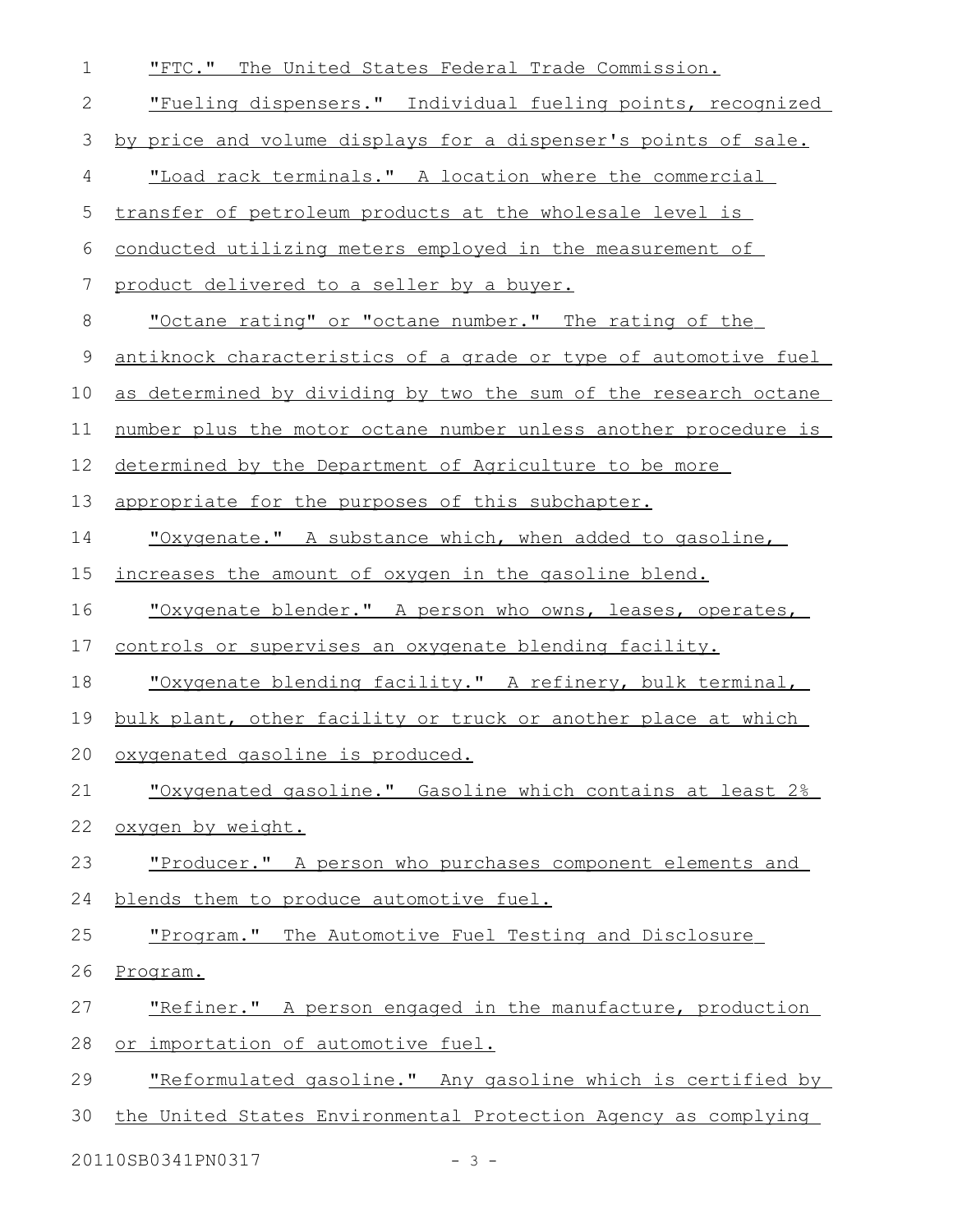"FTC." The United States Federal Trade Commission.

"Fueling dispensers." Individual fueling points, recognized by price and volume displays for a dispenser's points of sale.

"Load rack terminals." A location where the commercial transfer of petroleum products at the wholesale level is conducted utilizing meters employed in the measurement of product delivered to a seller by a buyer.

"Octane rating" or "octane number." The rating of the antiknock characteristics of a grade or type of automotive fuel as determined by dividing by two the sum of the research octane number plus the motor octane number unless another procedure is determined by the Department of Agriculture to be more appropriate for the purposes of this subchapter.

"Oxygenate." A substance which, when added to gasoline, increases the amount of oxygen in the gasoline blend.

"Oxygenate blender." A person who owns, leases, operates, controls or supervises an oxygenate blending facility.

"Oxygenate blending facility." A refinery, bulk terminal, bulk plant, other facility or truck or another place at which oxygenated gasoline is produced.

"Oxygenated gasoline." Gasoline which contains at least 2% oxygen by weight.

"Producer." A person who purchases component elements and blends them to produce automotive fuel.

"Program." The Automotive Fuel Testing and Disclosure Program.

"Refiner." A person engaged in the manufacture, production or importation of automotive fuel.

"Reformulated gasoline." Any gasoline which is certified by the United States Environmental Protection Agency as complying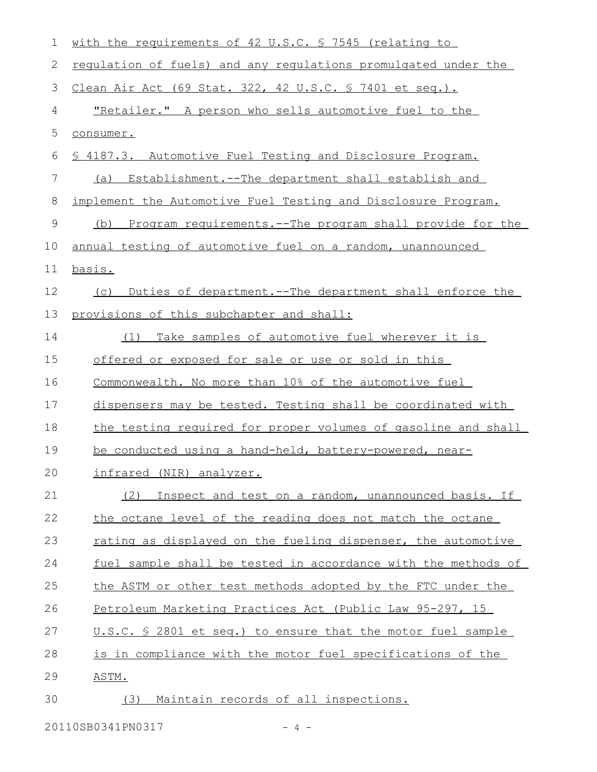with the requirements of 42 U.S.C. § 7545 (relating to regulation of fuels) and any regulations promulgated under the Clean Air Act (69 Stat. 322, 42 U.S.C. § 7401 et seq.).

"Retailer." A person who sells automotive fuel to the consumer.

§ 4187.3. Automotive Fuel Testing and Disclosure Program.

(a) Establishment.--The department shall establish and implement the Automotive Fuel Testing and Disclosure Program.

(b) Program requirements.--The program shall provide for the annual testing of automotive fuel on a random, unannounced basis.

(c) Duties of department.--The department shall enforce the provisions of this subchapter and shall:

(1) Take samples of automotive fuel wherever it is offered or exposed for sale or use or sold in this Commonwealth. No more than 10% of the automotive fuel dispensers may be tested. Testing shall be coordinated with the testing required for proper volumes of gasoline and shall be conducted using a hand-held, battery-powered, near-infrared (NIR) analyzer.

(2) Inspect and test on a random, unannounced basis. If the octane level of the reading does not match the octane rating as displayed on the fueling dispenser, the automotive fuel sample shall be tested in accordance with the methods of the ASTM or other test methods adopted by the FTC under the Petroleum Marketing Practices Act (Public Law 95-297, 15 U.S.C. § 2801 et seq.) to ensure that the motor fuel sample is in compliance with the motor fuel specifications of the ASTM.

(3) Maintain records of all inspections.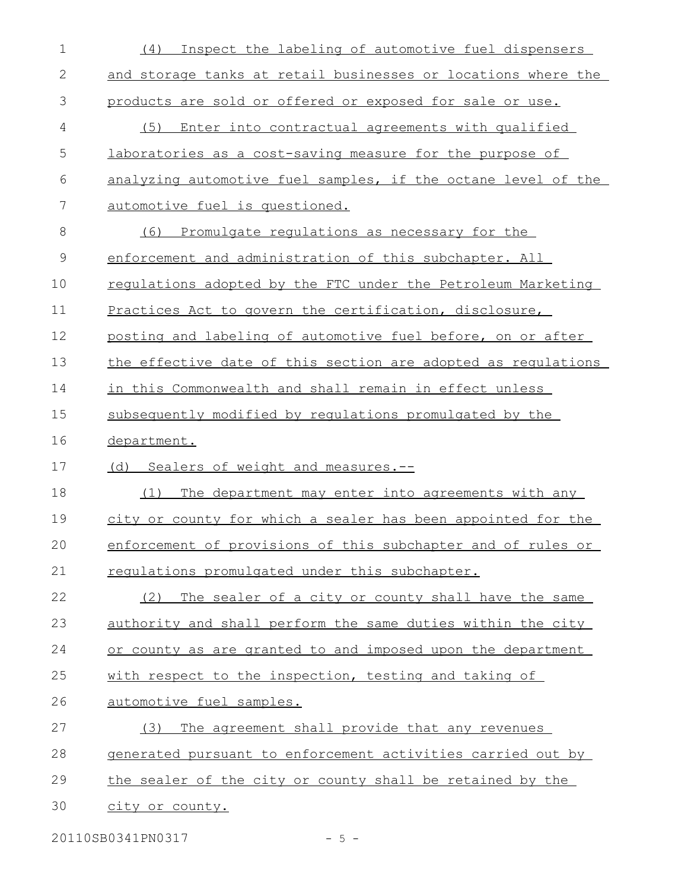(4) Inspect the labeling of automotive fuel dispensers and storage tanks at retail businesses or locations where the products are sold or offered or exposed for sale or use.

(5) Enter into contractual agreements with qualified laboratories as a cost-saving measure for the purpose of analyzing automotive fuel samples, if the octane level of the automotive fuel is questioned.

(6) Promulgate regulations as necessary for the enforcement and administration of this subchapter. All regulations adopted by the FTC under the Petroleum Marketing Practices Act to govern the certification, disclosure, posting and labeling of automotive fuel before, on or after the effective date of this section are adopted as regulations in this Commonwealth and shall remain in effect unless subsequently modified by regulations promulgated by the department.

(d) Sealers of weight and measures.--

(1) The department may enter into agreements with any city or county for which a sealer has been appointed for the enforcement of provisions of this subchapter and of rules or regulations promulgated under this subchapter.

(2) The sealer of a city or county shall have the same authority and shall perform the same duties within the city or county as are granted to and imposed upon the department with respect to the inspection, testing and taking of automotive fuel samples.

(3) The agreement shall provide that any revenues generated pursuant to enforcement activities carried out by the sealer of the city or county shall be retained by the city or county.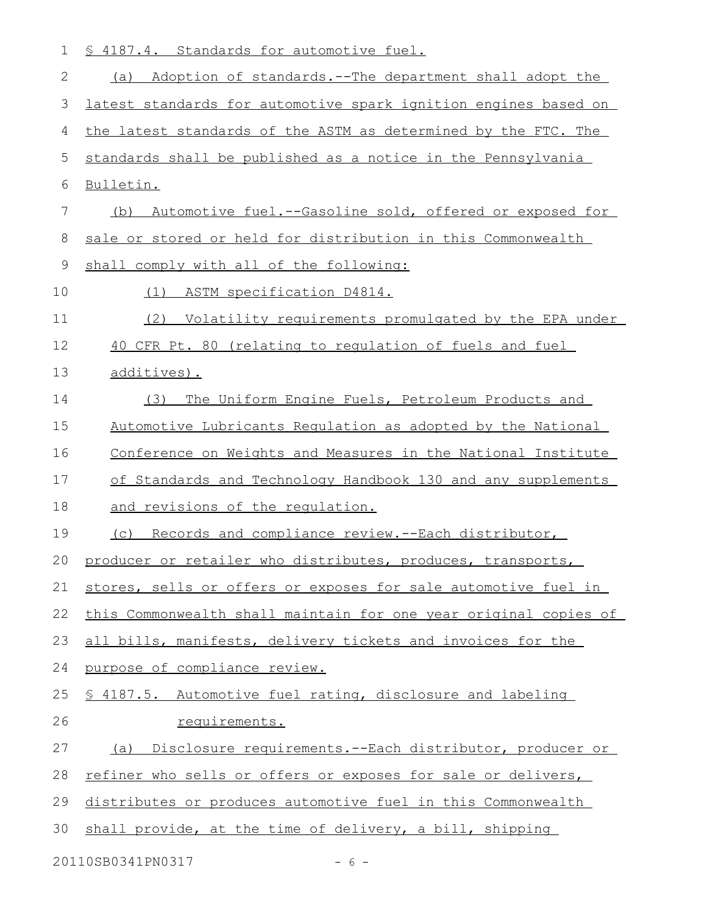§ 4187.4. Standards for automotive fuel.

(a) Adoption of standards.--The department shall adopt the latest standards for automotive spark ignition engines based on the latest standards of the ASTM as determined by the FTC. The standards shall be published as a notice in the Pennsylvania Bulletin.

(b) Automotive fuel.--Gasoline sold, offered or exposed for sale or stored or held for distribution in this Commonwealth shall comply with all of the following:

(1) ASTM specification D4814.

(2) Volatility requirements promulgated by the EPA under 40 CFR Pt. 80 (relating to regulation of fuels and fuel additives).

(3) The Uniform Engine Fuels, Petroleum Products and Automotive Lubricants Regulation as adopted by the National Conference on Weights and Measures in the National Institute of Standards and Technology Handbook 130 and any supplements and revisions of the regulation.

(c) Records and compliance review.--Each distributor, producer or retailer who distributes, produces, transports, stores, sells or offers or exposes for sale automotive fuel in this Commonwealth shall maintain for one year original copies of all bills, manifests, delivery tickets and invoices for the purpose of compliance review.

§ 4187.5. Automotive fuel rating, disclosure and labeling requirements.

(a) Disclosure requirements.--Each distributor, producer or refiner who sells or offers or exposes for sale or delivers, distributes or produces automotive fuel in this Commonwealth shall provide, at the time of delivery, a bill, shipping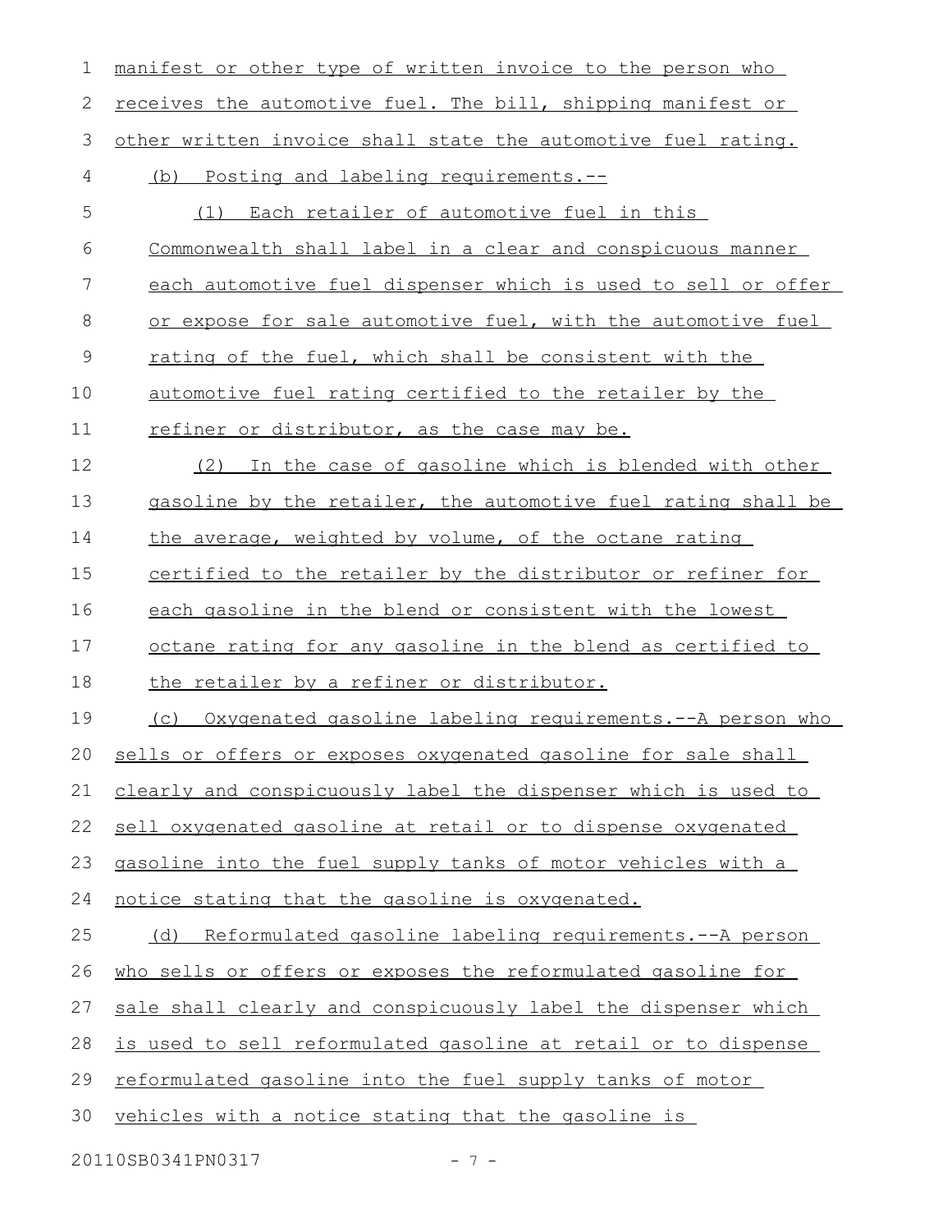manifest or other type of written invoice to the person who receives the automotive fuel. The bill, shipping manifest or other written invoice shall state the automotive fuel rating.

(b) Posting and labeling requirements.--

(1) Each retailer of automotive fuel in this Commonwealth shall label in a clear and conspicuous manner each automotive fuel dispenser which is used to sell or offer or expose for sale automotive fuel, with the automotive fuel rating of the fuel, which shall be consistent with the automotive fuel rating certified to the retailer by the refiner or distributor, as the case may be.

(2) In the case of gasoline which is blended with other gasoline by the retailer, the automotive fuel rating shall be the average, weighted by volume, of the octane rating certified to the retailer by the distributor or refiner for each gasoline in the blend or consistent with the lowest octane rating for any gasoline in the blend as certified to the retailer by a refiner or distributor.

(c) Oxygenated gasoline labeling requirements.--A person who sells or offers or exposes oxygenated gasoline for sale shall clearly and conspicuously label the dispenser which is used to sell oxygenated gasoline at retail or to dispense oxygenated gasoline into the fuel supply tanks of motor vehicles with a notice stating that the gasoline is oxygenated.

(d) Reformulated gasoline labeling requirements.--A person who sells or offers or exposes the reformulated gasoline for sale shall clearly and conspicuously label the dispenser which is used to sell reformulated gasoline at retail or to dispense reformulated gasoline into the fuel supply tanks of motor vehicles with a notice stating that the gasoline is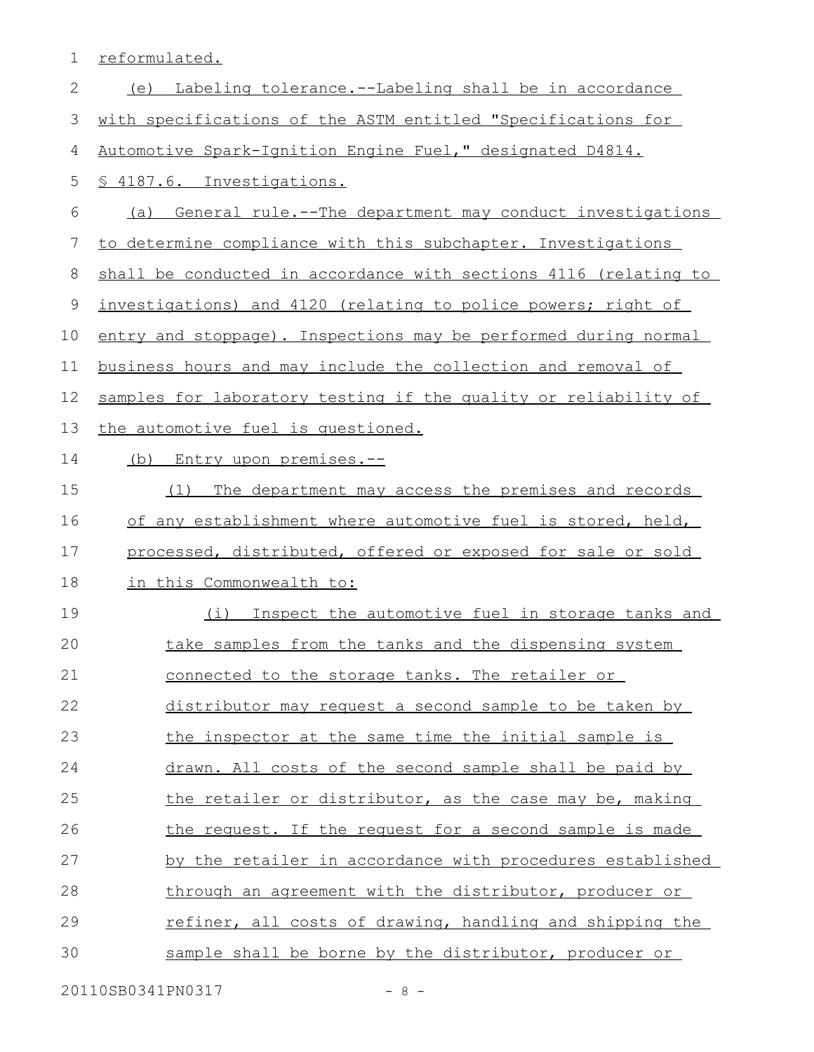reformulated.

(e) Labeling tolerance.--Labeling shall be in accordance with specifications of the ASTM entitled "Specifications for Automotive Spark-Ignition Engine Fuel," designated D4814.

§ 4187.6. Investigations.

(a) General rule.--The department may conduct investigations to determine compliance with this subchapter. Investigations shall be conducted in accordance with sections 4116 (relating to investigations) and 4120 (relating to police powers; right of entry and stoppage). Inspections may be performed during normal business hours and may include the collection and removal of samples for laboratory testing if the quality or reliability of the automotive fuel is questioned.

(b) Entry upon premises.--

(1) The department may access the premises and records of any establishment where automotive fuel is stored, held, processed, distributed, offered or exposed for sale or sold in this Commonwealth to:

(i) Inspect the automotive fuel in storage tanks and take samples from the tanks and the dispensing system connected to the storage tanks. The retailer or distributor may request a second sample to be taken by the inspector at the same time the initial sample is drawn. All costs of the second sample shall be paid by the retailer or distributor, as the case may be, making the request. If the request for a second sample is made by the retailer in accordance with procedures established through an agreement with the distributor, producer or refiner, all costs of drawing, handling and shipping the sample shall be borne by the distributor, producer or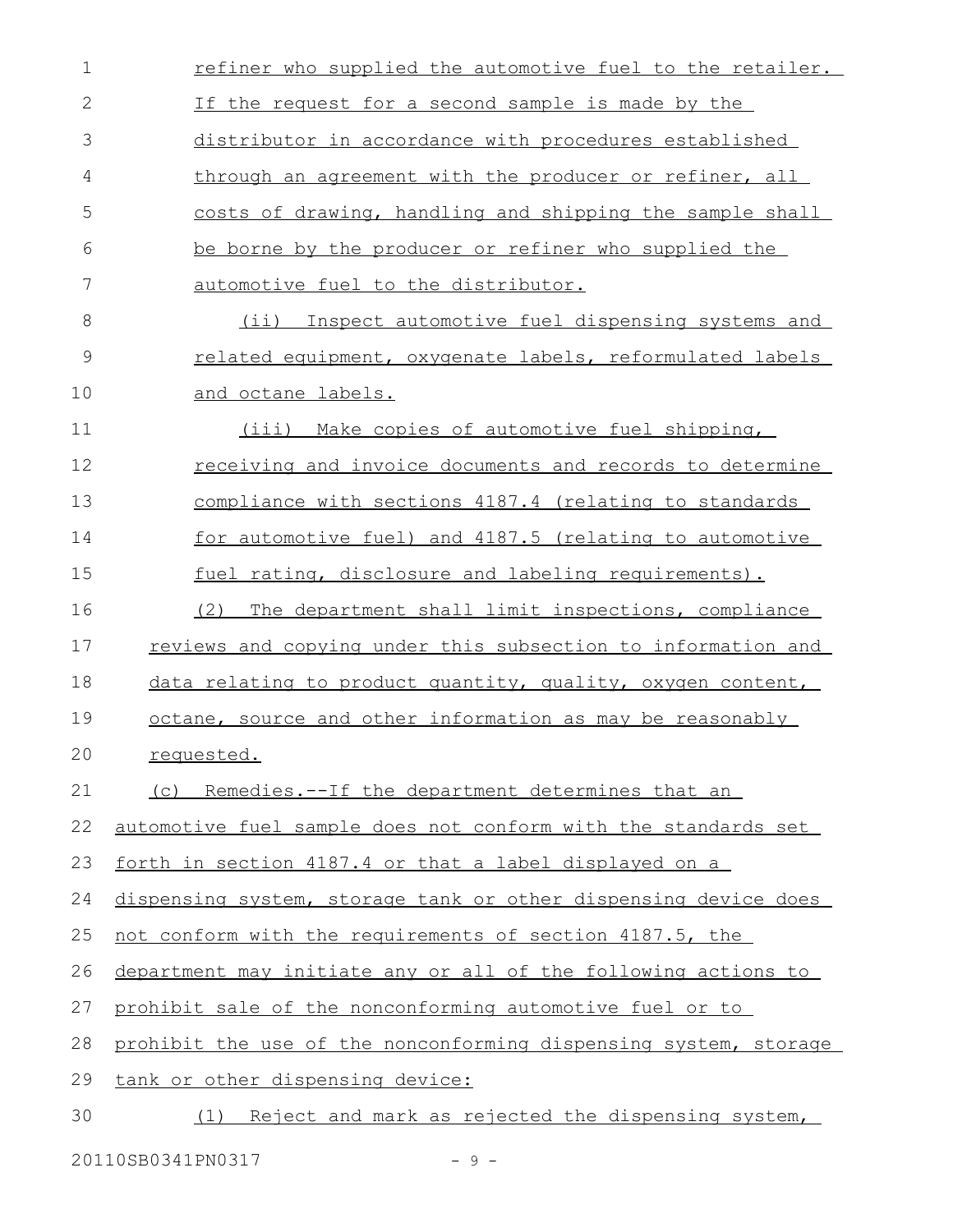refiner who supplied the automotive fuel to the retailer. If the request for a second sample is made by the distributor in accordance with procedures established through an agreement with the producer or refiner, all costs of drawing, handling and shipping the sample shall be borne by the producer or refiner who supplied the automotive fuel to the distributor.

(ii) Inspect automotive fuel dispensing systems and related equipment, oxygenate labels, reformulated labels and octane labels.

(iii) Make copies of automotive fuel shipping, receiving and invoice documents and records to determine compliance with sections 4187.4 (relating to standards for automotive fuel) and 4187.5 (relating to automotive fuel rating, disclosure and labeling requirements).

(2) The department shall limit inspections, compliance reviews and copying under this subsection to information and data relating to product quantity, quality, oxygen content, octane, source and other information as may be reasonably requested.

(c) Remedies.--If the department determines that an automotive fuel sample does not conform with the standards set forth in section 4187.4 or that a label displayed on a dispensing system, storage tank or other dispensing device does not conform with the requirements of section 4187.5, the department may initiate any or all of the following actions to prohibit sale of the nonconforming automotive fuel or to prohibit the use of the nonconforming dispensing system, storage tank or other dispensing device:

(1) Reject and mark as rejected the dispensing system,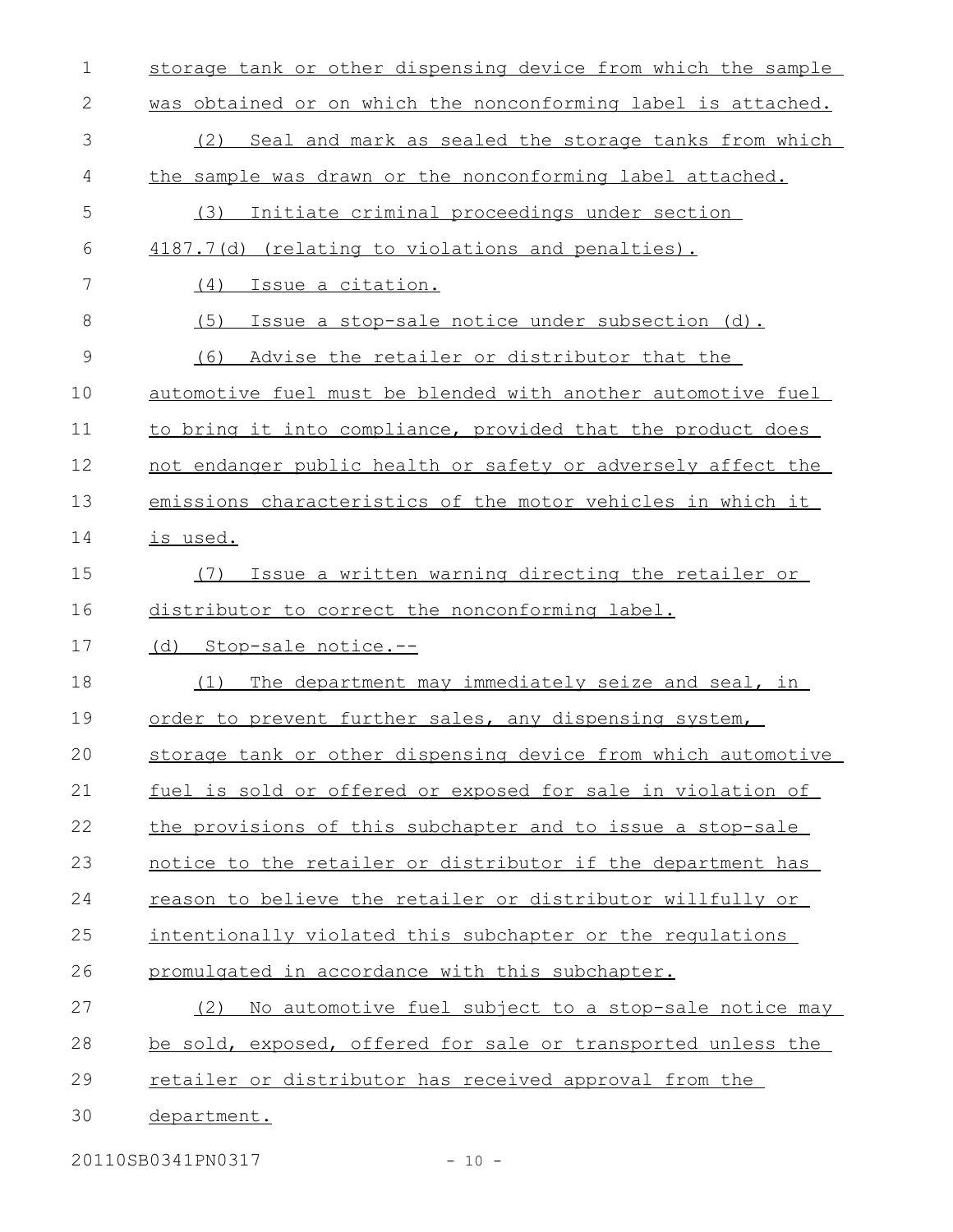storage tank or other dispensing device from which the sample was obtained or on which the nonconforming label is attached.

(2) Seal and mark as sealed the storage tanks from which the sample was drawn or the nonconforming label attached.

(3) Initiate criminal proceedings under section 4187.7(d) (relating to violations and penalties).

(4) Issue a citation.

(5) Issue a stop-sale notice under subsection (d).

(6) Advise the retailer or distributor that the automotive fuel must be blended with another automotive fuel to bring it into compliance, provided that the product does not endanger public health or safety or adversely affect the emissions characteristics of the motor vehicles in which it is used.

(7) Issue a written warning directing the retailer or distributor to correct the nonconforming label.

(d) Stop-sale notice.--

(1) The department may immediately seize and seal, in order to prevent further sales, any dispensing system, storage tank or other dispensing device from which automotive fuel is sold or offered or exposed for sale in violation of the provisions of this subchapter and to issue a stop-sale notice to the retailer or distributor if the department has reason to believe the retailer or distributor willfully or intentionally violated this subchapter or the regulations promulgated in accordance with this subchapter.

(2) No automotive fuel subject to a stop-sale notice may be sold, exposed, offered for sale or transported unless the retailer or distributor has received approval from the department.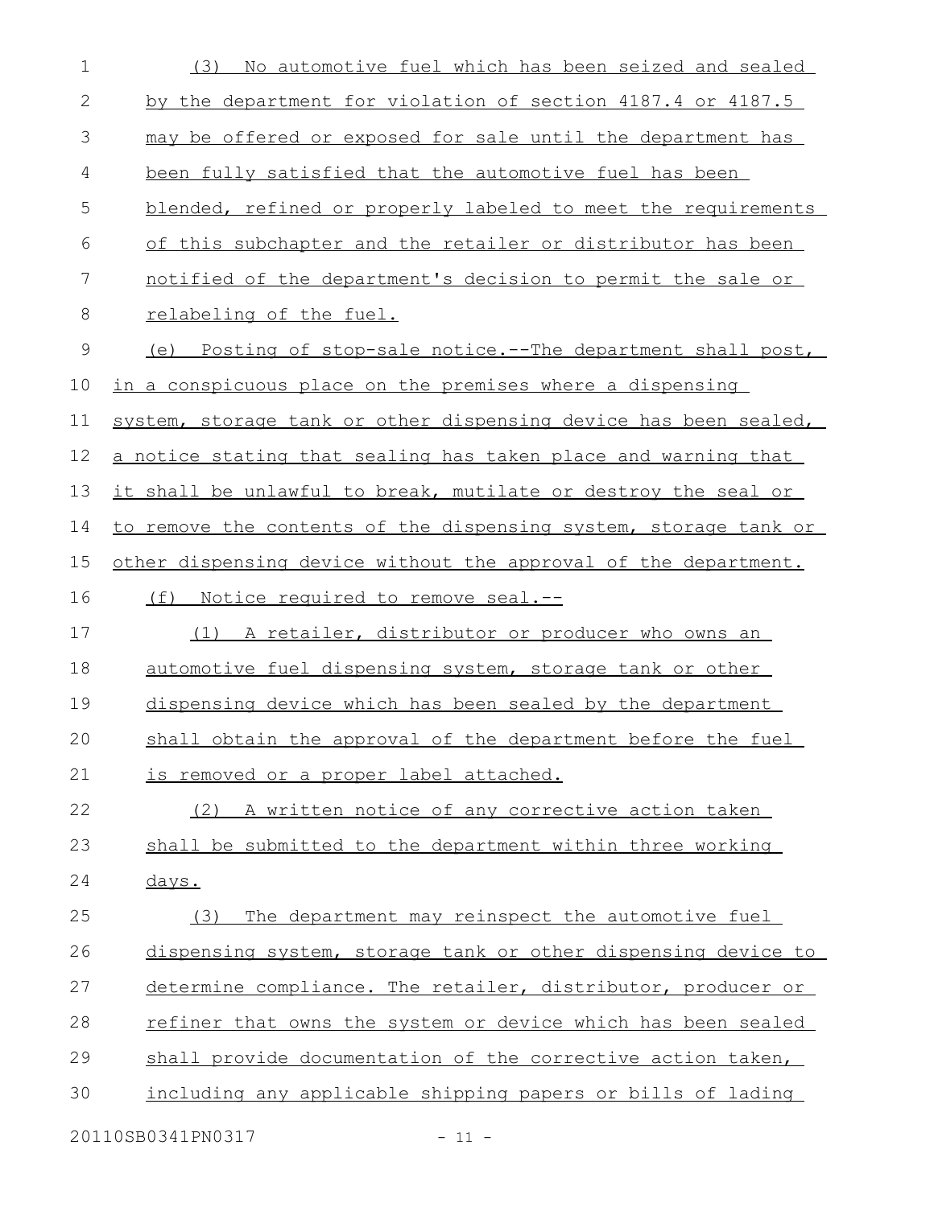(3) No automotive fuel which has been seized and sealed by the department for violation of section 4187.4 or 4187.5 may be offered or exposed for sale until the department has been fully satisfied that the automotive fuel has been blended, refined or properly labeled to meet the requirements of this subchapter and the retailer or distributor has been notified of the department's decision to permit the sale or relabeling of the fuel.

(e) Posting of stop-sale notice.--The department shall post, in a conspicuous place on the premises where a dispensing system, storage tank or other dispensing device has been sealed, a notice stating that sealing has taken place and warning that it shall be unlawful to break, mutilate or destroy the seal or to remove the contents of the dispensing system, storage tank or other dispensing device without the approval of the department.

(f) Notice required to remove seal.--

(1) A retailer, distributor or producer who owns an automotive fuel dispensing system, storage tank or other dispensing device which has been sealed by the department shall obtain the approval of the department before the fuel is removed or a proper label attached.

(2) A written notice of any corrective action taken shall be submitted to the department within three working days.

(3) The department may reinspect the automotive fuel dispensing system, storage tank or other dispensing device to determine compliance. The retailer, distributor, producer or refiner that owns the system or device which has been sealed shall provide documentation of the corrective action taken, including any applicable shipping papers or bills of lading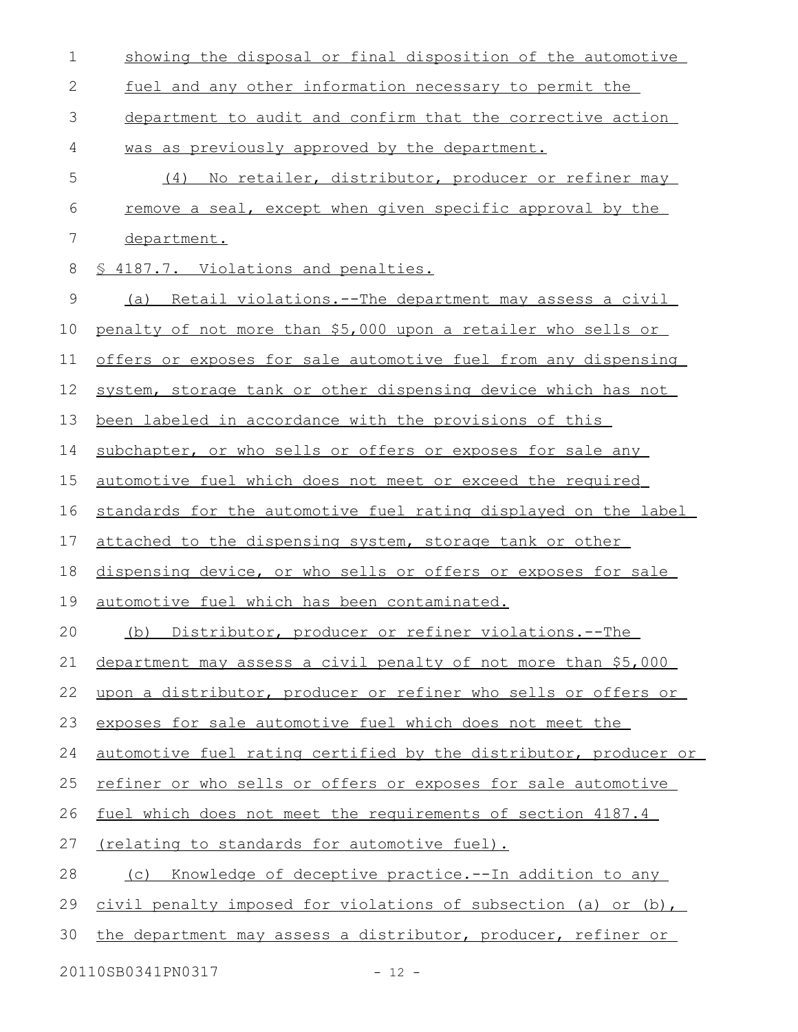showing the disposal or final disposition of the automotive fuel and any other information necessary to permit the department to audit and confirm that the corrective action was as previously approved by the department.

(4) No retailer, distributor, producer or refiner may remove a seal, except when given specific approval by the department.

§ 4187.7. Violations and penalties.

(a) Retail violations.--The department may assess a civil penalty of not more than $5,000 upon a retailer who sells or offers or exposes for sale automotive fuel from any dispensing system, storage tank or other dispensing device which has not been labeled in accordance with the provisions of this subchapter, or who sells or offers or exposes for sale any automotive fuel which does not meet or exceed the required standards for the automotive fuel rating displayed on the label attached to the dispensing system, storage tank or other dispensing device, or who sells or offers or exposes for sale automotive fuel which has been contaminated.

(b) Distributor, producer or refiner violations.--The department may assess a civil penalty of not more than $5,000 upon a distributor, producer or refiner who sells or offers or exposes for sale automotive fuel which does not meet the automotive fuel rating certified by the distributor, producer or refiner or who sells or offers or exposes for sale automotive fuel which does not meet the requirements of section 4187.4 (relating to standards for automotive fuel).

(c) Knowledge of deceptive practice.--In addition to any civil penalty imposed for violations of subsection (a) or (b), the department may assess a distributor, producer, refiner or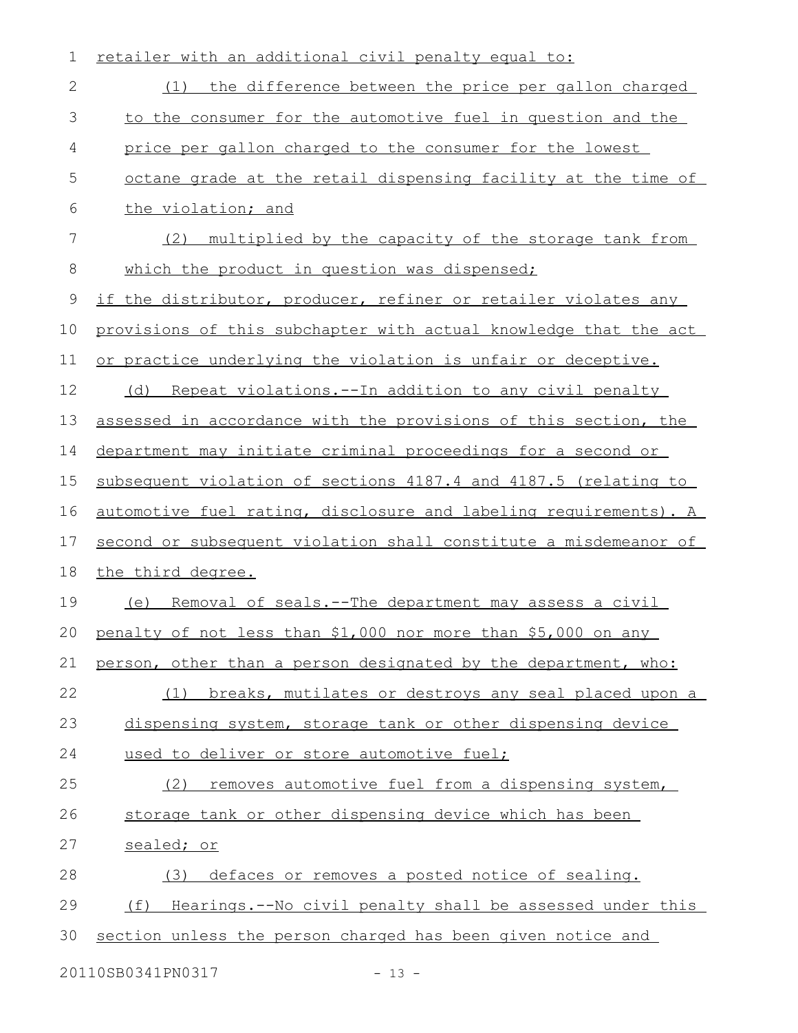retailer with an additional civil penalty equal to:

(1) the difference between the price per gallon charged to the consumer for the automotive fuel in question and the price per gallon charged to the consumer for the lowest octane grade at the retail dispensing facility at the time of the violation; and

(2) multiplied by the capacity of the storage tank from which the product in question was dispensed;

if the distributor, producer, refiner or retailer violates any provisions of this subchapter with actual knowledge that the act or practice underlying the violation is unfair or deceptive.

(d) Repeat violations.--In addition to any civil penalty assessed in accordance with the provisions of this section, the department may initiate criminal proceedings for a second or subsequent violation of sections 4187.4 and 4187.5 (relating to automotive fuel rating, disclosure and labeling requirements). A second or subsequent violation shall constitute a misdemeanor of the third degree.

(e) Removal of seals.--The department may assess a civil penalty of not less than $1,000 nor more than $5,000 on any person, other than a person designated by the department, who:

(1) breaks, mutilates or destroys any seal placed upon a dispensing system, storage tank or other dispensing device used to deliver or store automotive fuel;

(2) removes automotive fuel from a dispensing system, storage tank or other dispensing device which has been sealed; or

(3) defaces or removes a posted notice of sealing.

(f) Hearings.--No civil penalty shall be assessed under this section unless the person charged has been given notice and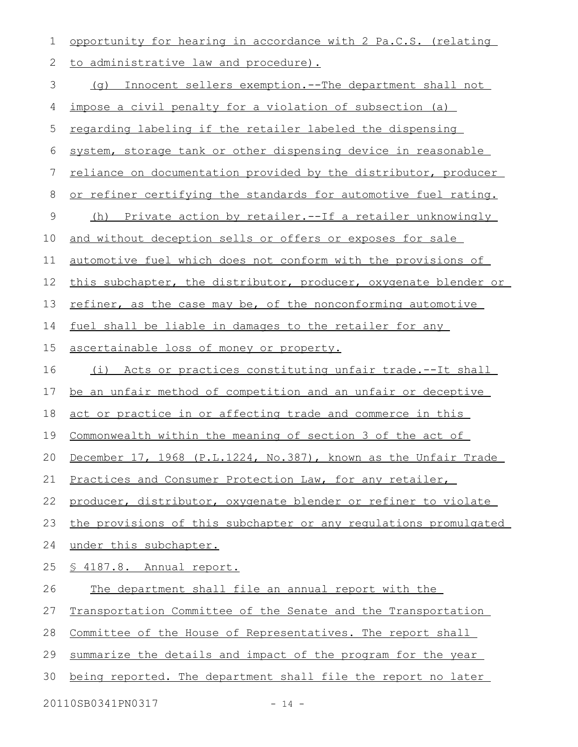opportunity for hearing in accordance with 2 Pa.C.S. (relating to administrative law and procedure).

(g) Innocent sellers exemption.--The department shall not impose a civil penalty for a violation of subsection (a) regarding labeling if the retailer labeled the dispensing system, storage tank or other dispensing device in reasonable reliance on documentation provided by the distributor, producer or refiner certifying the standards for automotive fuel rating.

(h) Private action by retailer.--If a retailer unknowingly and without deception sells or offers or exposes for sale automotive fuel which does not conform with the provisions of this subchapter, the distributor, producer, oxygenate blender or refiner, as the case may be, of the nonconforming automotive fuel shall be liable in damages to the retailer for any ascertainable loss of money or property.

(i) Acts or practices constituting unfair trade.--It shall be an unfair method of competition and an unfair or deceptive act or practice in or affecting trade and commerce in this Commonwealth within the meaning of section 3 of the act of December 17, 1968 (P.L.1224, No.387), known as the Unfair Trade Practices and Consumer Protection Law, for any retailer, producer, distributor, oxygenate blender or refiner to violate the provisions of this subchapter or any regulations promulgated under this subchapter.

§ 4187.8. Annual report.

The department shall file an annual report with the Transportation Committee of the Senate and the Transportation Committee of the House of Representatives. The report shall summarize the details and impact of the program for the year being reported. The department shall file the report no later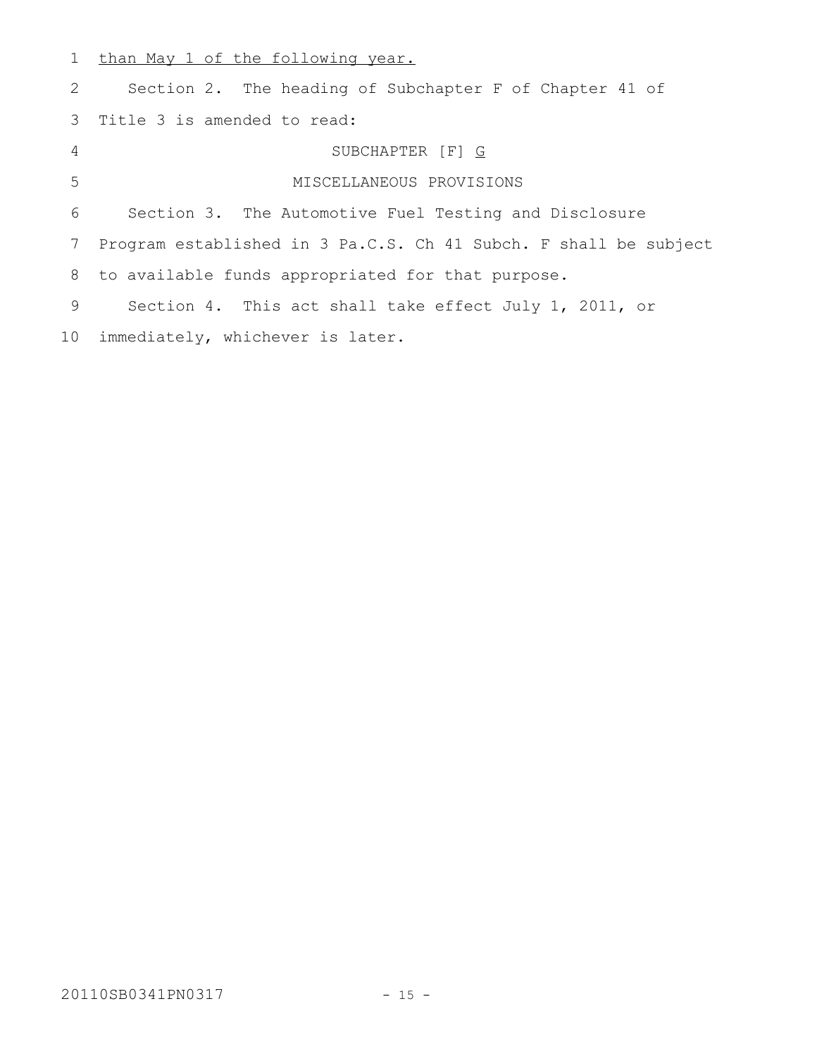than May 1 of the following year.

Section 2. The heading of Subchapter F of Chapter 41 of Title 3 is amended to read:

SUBCHAPTER [F] G

MISCELLANEOUS PROVISIONS

Section 3. The Automotive Fuel Testing and Disclosure Program established in 3 Pa.C.S. Ch 41 Subch. F shall be subject to available funds appropriated for that purpose.

Section 4. This act shall take effect July 1, 2011, or immediately, whichever is later.